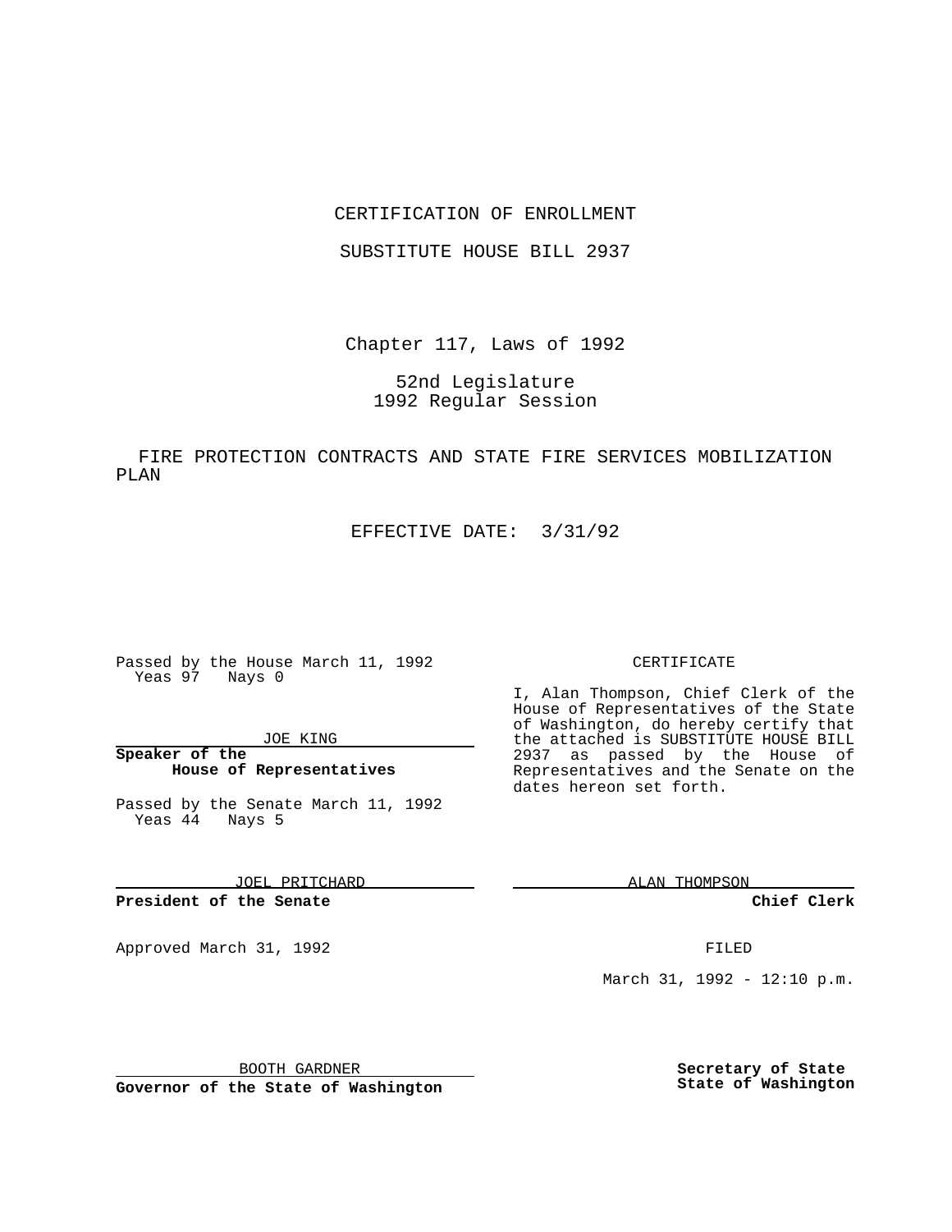CERTIFICATION OF ENROLLMENT

SUBSTITUTE HOUSE BILL 2937

Chapter 117, Laws of 1992

52nd Legislature
1992 Regular Session

FIRE PROTECTION CONTRACTS AND STATE FIRE SERVICES MOBILIZATION PLAN

EFFECTIVE DATE: 3/31/92

Passed by the House March 11, 1992
Yeas 97 Nays 0

JOE KING

**Speaker of the House of Representatives**

Passed by the Senate March 11, 1992
Yeas 44 Nays 5

JOEL PRITCHARD

**President of the Senate**

Approved March 31, 1992

BOOTH GARDNER

**Governor of the State of Washington**

CERTIFICATE

I, Alan Thompson, Chief Clerk of the House of Representatives of the State of Washington, do hereby certify that the attached is SUBSTITUTE HOUSE BILL 2937 as passed by the House of Representatives and the Senate on the dates hereon set forth.

ALAN THOMPSON

**Chief Clerk**

FILED

March 31, 1992 - 12:10 p.m.

**Secretary of State**
**State of Washington**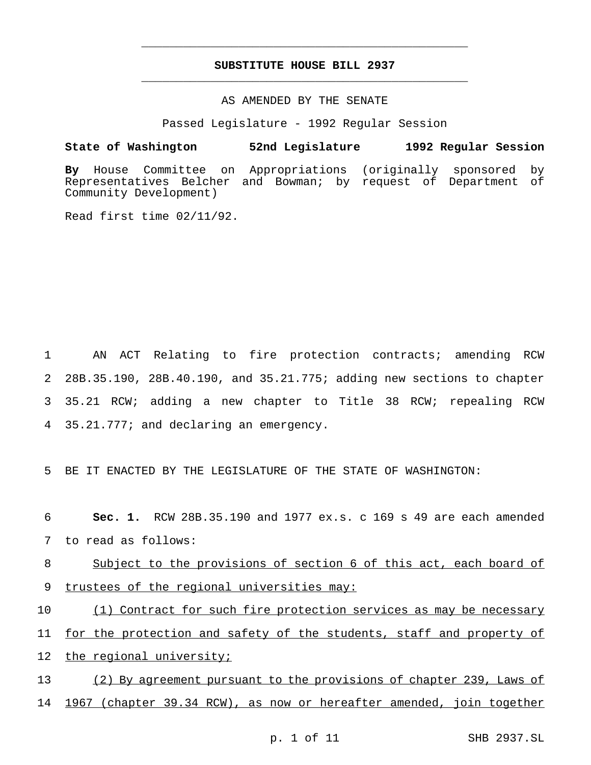# SUBSTITUTE HOUSE BILL 2937

AS AMENDED BY THE SENATE

Passed Legislature - 1992 Regular Session

**State of Washington 52nd Legislature 1992 Regular Session**

**By** House Committee on Appropriations (originally sponsored by Representatives Belcher and Bowman; by request of Department of Community Development)

Read first time 02/11/92.

AN ACT Relating to fire protection contracts; amending RCW 28B.35.190, 28B.40.190, and 35.21.775; adding new sections to chapter 35.21 RCW; adding a new chapter to Title 38 RCW; repealing RCW 35.21.777; and declaring an emergency.

BE IT ENACTED BY THE LEGISLATURE OF THE STATE OF WASHINGTON:

**Sec. 1.** RCW 28B.35.190 and 1977 ex.s. c 169 s 49 are each amended to read as follows:

Subject to the provisions of section 6 of this act, each board of trustees of the regional universities may:

(1) Contract for such fire protection services as may be necessary for the protection and safety of the students, staff and property of the regional university;

(2) By agreement pursuant to the provisions of chapter 239, Laws of 1967 (chapter 39.34 RCW), as now or hereafter amended, join together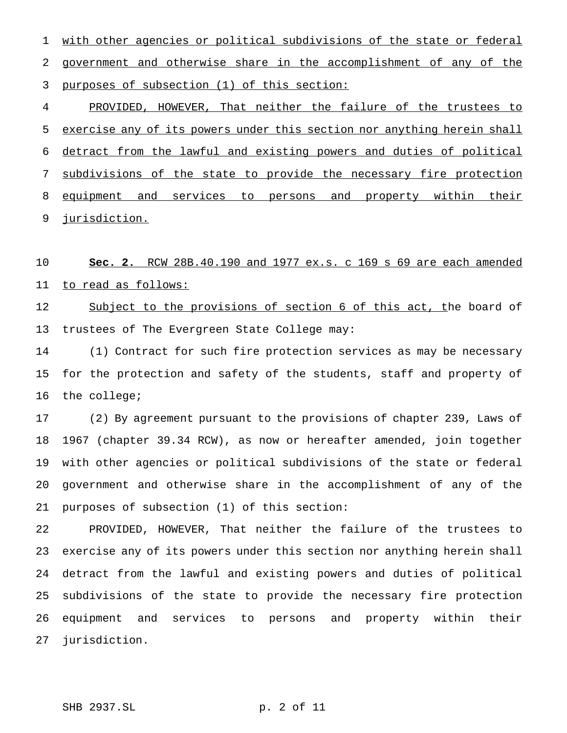with other agencies or political subdivisions of the state or federal government and otherwise share in the accomplishment of any of the purposes of subsection (1) of this section:

PROVIDED, HOWEVER, That neither the failure of the trustees to exercise any of its powers under this section nor anything herein shall detract from the lawful and existing powers and duties of political subdivisions of the state to provide the necessary fire protection equipment and services to persons and property within their jurisdiction.

**Sec. 2.** RCW 28B.40.190 and 1977 ex.s. c 169 s 69 are each amended to read as follows:

Subject to the provisions of section 6 of this act, the board of trustees of The Evergreen State College may:

(1) Contract for such fire protection services as may be necessary for the protection and safety of the students, staff and property of the college;

(2) By agreement pursuant to the provisions of chapter 239, Laws of 1967 (chapter 39.34 RCW), as now or hereafter amended, join together with other agencies or political subdivisions of the state or federal government and otherwise share in the accomplishment of any of the purposes of subsection (1) of this section:

PROVIDED, HOWEVER, That neither the failure of the trustees to exercise any of its powers under this section nor anything herein shall detract from the lawful and existing powers and duties of political subdivisions of the state to provide the necessary fire protection equipment and services to persons and property within their jurisdiction.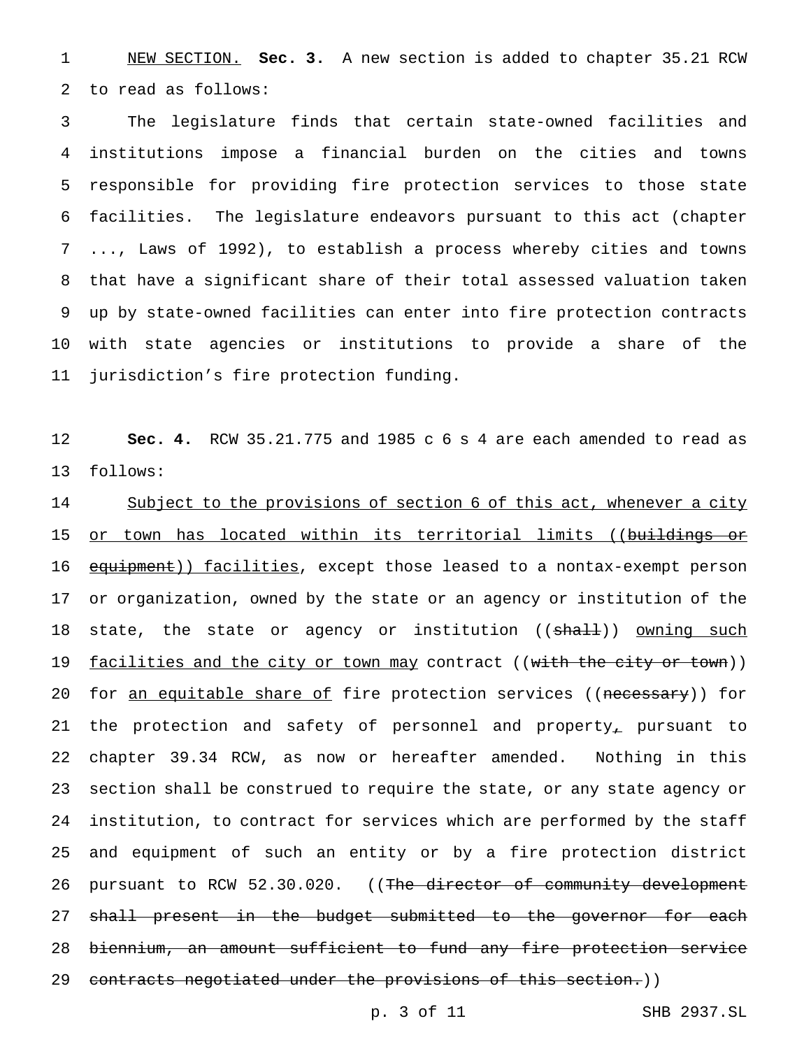NEW SECTION. **Sec. 3.** A new section is added to chapter 35.21 RCW to read as follows:

The legislature finds that certain state-owned facilities and institutions impose a financial burden on the cities and towns responsible for providing fire protection services to those state facilities. The legislature endeavors pursuant to this act (chapter ..., Laws of 1992), to establish a process whereby cities and towns that have a significant share of their total assessed valuation taken up by state-owned facilities can enter into fire protection contracts with state agencies or institutions to provide a share of the jurisdiction's fire protection funding.

**Sec. 4.** RCW 35.21.775 and 1985 c 6 s 4 are each amended to read as follows:

Subject to the provisions of section 6 of this act, whenever a city or town has located within its territorial limits ((~~buildings or equipment~~)) facilities, except those leased to a nontax-exempt person or organization, owned by the state or an agency or institution of the state, the state or agency or institution ((~~shall~~)) owning such facilities and the city or town may contract ((~~with the city or town~~)) for an equitable share of fire protection services ((~~necessary~~)) for the protection and safety of personnel and property~~,~~ pursuant to chapter 39.34 RCW, as now or hereafter amended. Nothing in this section shall be construed to require the state, or any state agency or institution, to contract for services which are performed by the staff and equipment of such an entity or by a fire protection district pursuant to RCW 52.30.020. ((~~The director of community development shall present in the budget submitted to the governor for each biennium, an amount sufficient to fund any fire protection service contracts negotiated under the provisions of this section.~~))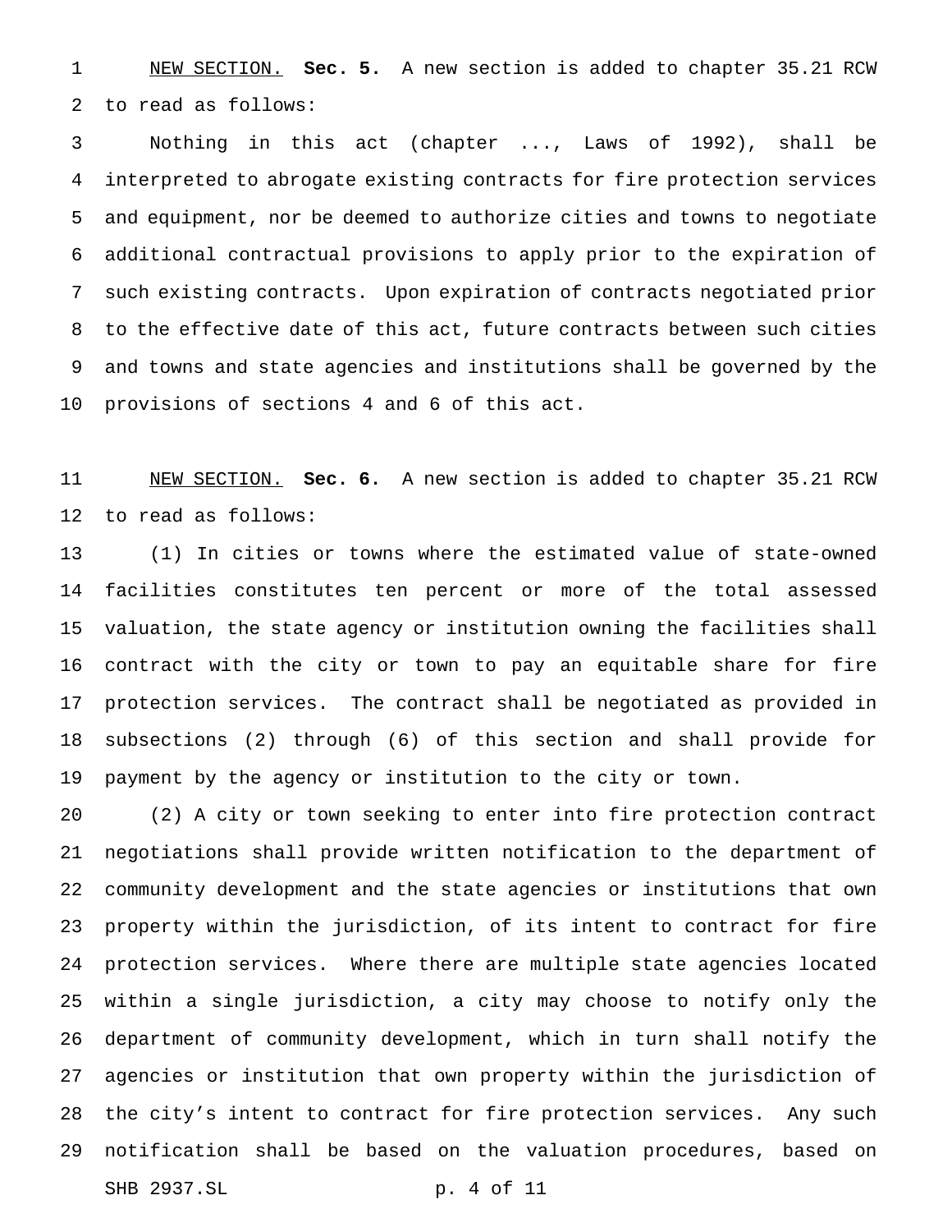NEW SECTION. **Sec. 5.** A new section is added to chapter 35.21 RCW to read as follows:

Nothing in this act (chapter ..., Laws of 1992), shall be interpreted to abrogate existing contracts for fire protection services and equipment, nor be deemed to authorize cities and towns to negotiate additional contractual provisions to apply prior to the expiration of such existing contracts. Upon expiration of contracts negotiated prior to the effective date of this act, future contracts between such cities and towns and state agencies and institutions shall be governed by the provisions of sections 4 and 6 of this act.

NEW SECTION. **Sec. 6.** A new section is added to chapter 35.21 RCW to read as follows:

(1) In cities or towns where the estimated value of state-owned facilities constitutes ten percent or more of the total assessed valuation, the state agency or institution owning the facilities shall contract with the city or town to pay an equitable share for fire protection services. The contract shall be negotiated as provided in subsections (2) through (6) of this section and shall provide for payment by the agency or institution to the city or town.

(2) A city or town seeking to enter into fire protection contract negotiations shall provide written notification to the department of community development and the state agencies or institutions that own property within the jurisdiction, of its intent to contract for fire protection services. Where there are multiple state agencies located within a single jurisdiction, a city may choose to notify only the department of community development, which in turn shall notify the agencies or institution that own property within the jurisdiction of the city's intent to contract for fire protection services. Any such notification shall be based on the valuation procedures, based on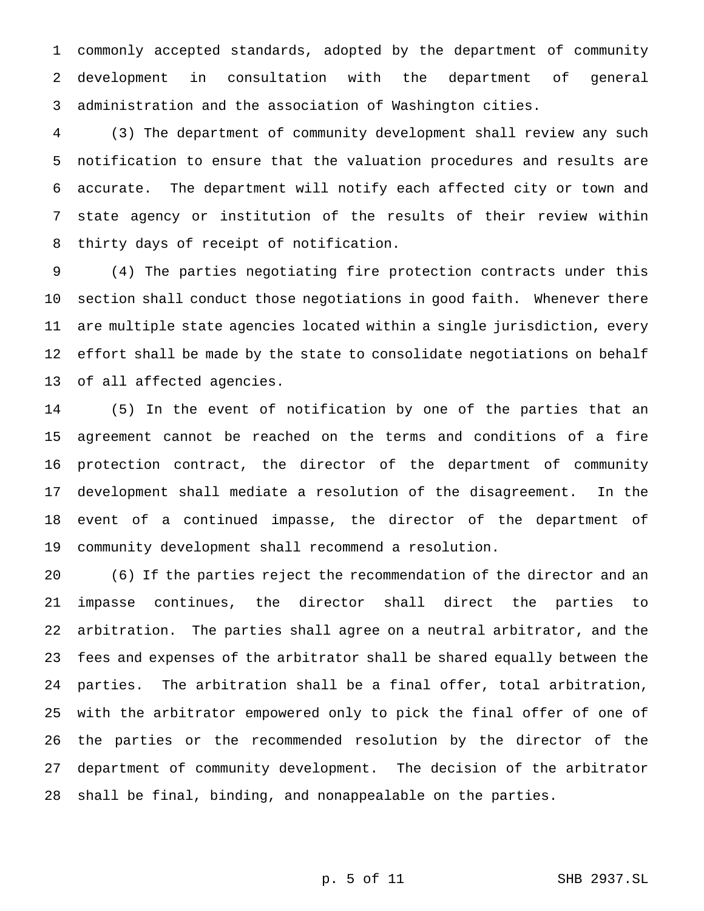commonly accepted standards, adopted by the department of community development in consultation with the department of general administration and the association of Washington cities.

(3) The department of community development shall review any such notification to ensure that the valuation procedures and results are accurate. The department will notify each affected city or town and state agency or institution of the results of their review within thirty days of receipt of notification.

(4) The parties negotiating fire protection contracts under this section shall conduct those negotiations in good faith. Whenever there are multiple state agencies located within a single jurisdiction, every effort shall be made by the state to consolidate negotiations on behalf of all affected agencies.

(5) In the event of notification by one of the parties that an agreement cannot be reached on the terms and conditions of a fire protection contract, the director of the department of community development shall mediate a resolution of the disagreement. In the event of a continued impasse, the director of the department of community development shall recommend a resolution.

(6) If the parties reject the recommendation of the director and an impasse continues, the director shall direct the parties to arbitration. The parties shall agree on a neutral arbitrator, and the fees and expenses of the arbitrator shall be shared equally between the parties. The arbitration shall be a final offer, total arbitration, with the arbitrator empowered only to pick the final offer of one of the parties or the recommended resolution by the director of the department of community development. The decision of the arbitrator shall be final, binding, and nonappealable on the parties.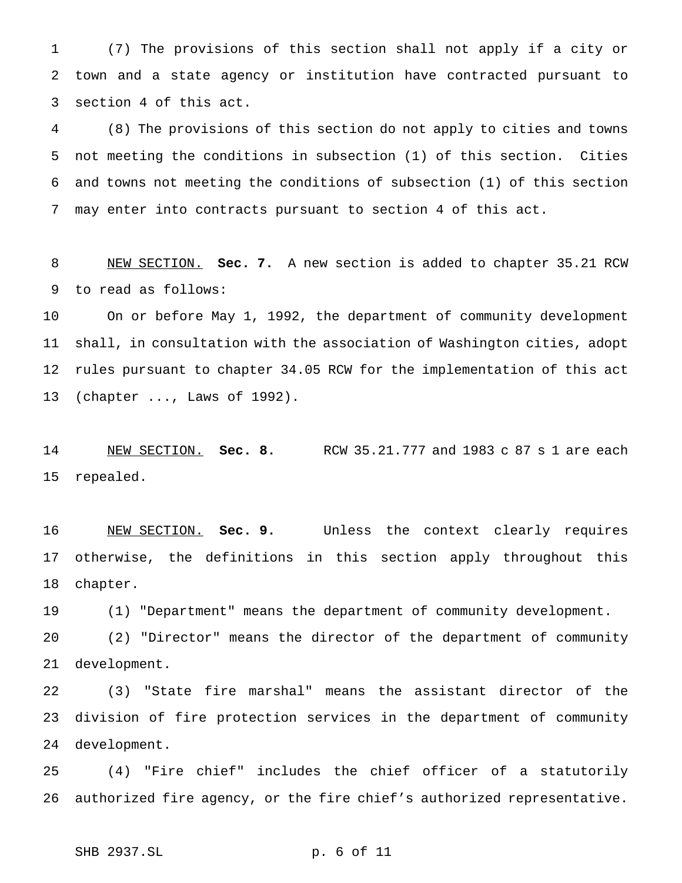(7) The provisions of this section shall not apply if a city or town and a state agency or institution have contracted pursuant to section 4 of this act.

(8) The provisions of this section do not apply to cities and towns not meeting the conditions in subsection (1) of this section. Cities and towns not meeting the conditions of subsection (1) of this section may enter into contracts pursuant to section 4 of this act.

NEW SECTION. **Sec. 7.** A new section is added to chapter 35.21 RCW to read as follows:

On or before May 1, 1992, the department of community development shall, in consultation with the association of Washington cities, adopt rules pursuant to chapter 34.05 RCW for the implementation of this act (chapter ..., Laws of 1992).

NEW SECTION. **Sec. 8.** RCW 35.21.777 and 1983 c 87 s 1 are each repealed.

NEW SECTION. **Sec. 9.** Unless the context clearly requires otherwise, the definitions in this section apply throughout this chapter.

(1) "Department" means the department of community development.

(2) "Director" means the director of the department of community development.

(3) "State fire marshal" means the assistant director of the division of fire protection services in the department of community development.

(4) "Fire chief" includes the chief officer of a statutorily authorized fire agency, or the fire chief's authorized representative.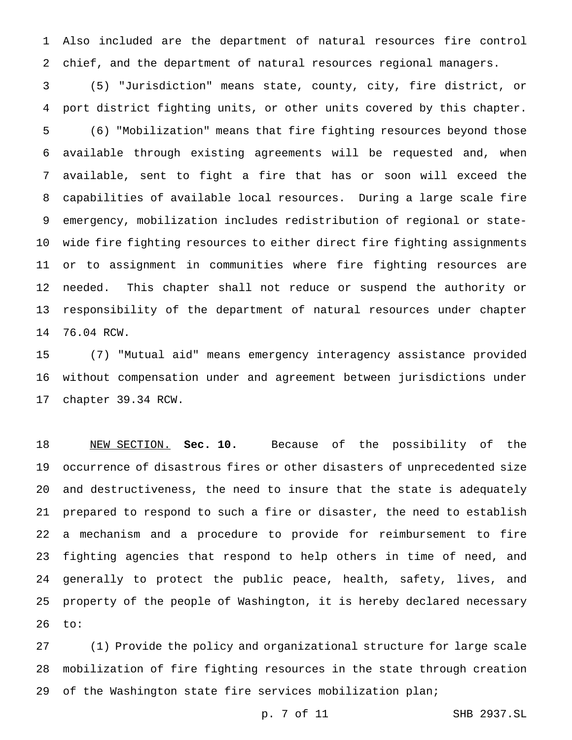Also included are the department of natural resources fire control chief, and the department of natural resources regional managers.

(5) "Jurisdiction" means state, county, city, fire district, or port district fighting units, or other units covered by this chapter.

(6) "Mobilization" means that fire fighting resources beyond those available through existing agreements will be requested and, when available, sent to fight a fire that has or soon will exceed the capabilities of available local resources. During a large scale fire emergency, mobilization includes redistribution of regional or state-wide fire fighting resources to either direct fire fighting assignments or to assignment in communities where fire fighting resources are needed. This chapter shall not reduce or suspend the authority or responsibility of the department of natural resources under chapter 76.04 RCW.

(7) "Mutual aid" means emergency interagency assistance provided without compensation under and agreement between jurisdictions under chapter 39.34 RCW.

NEW SECTION. **Sec. 10.** Because of the possibility of the occurrence of disastrous fires or other disasters of unprecedented size and destructiveness, the need to insure that the state is adequately prepared to respond to such a fire or disaster, the need to establish a mechanism and a procedure to provide for reimbursement to fire fighting agencies that respond to help others in time of need, and generally to protect the public peace, health, safety, lives, and property of the people of Washington, it is hereby declared necessary to:

(1) Provide the policy and organizational structure for large scale mobilization of fire fighting resources in the state through creation of the Washington state fire services mobilization plan;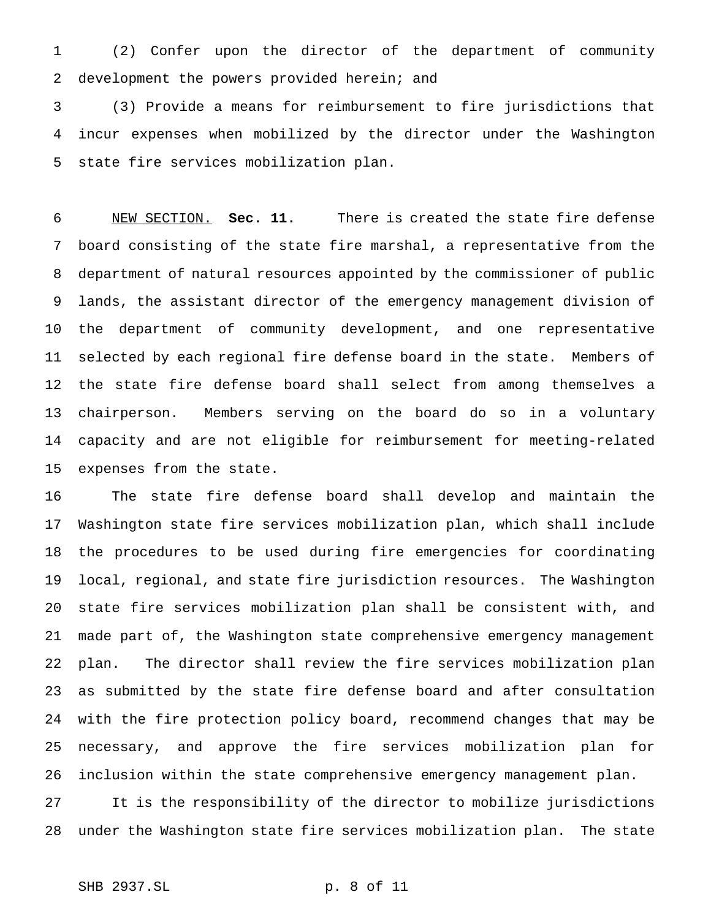(2) Confer upon the director of the department of community development the powers provided herein; and

(3) Provide a means for reimbursement to fire jurisdictions that incur expenses when mobilized by the director under the Washington state fire services mobilization plan.

NEW SECTION. **Sec. 11.** There is created the state fire defense board consisting of the state fire marshal, a representative from the department of natural resources appointed by the commissioner of public lands, the assistant director of the emergency management division of the department of community development, and one representative selected by each regional fire defense board in the state. Members of the state fire defense board shall select from among themselves a chairperson. Members serving on the board do so in a voluntary capacity and are not eligible for reimbursement for meeting-related expenses from the state.

The state fire defense board shall develop and maintain the Washington state fire services mobilization plan, which shall include the procedures to be used during fire emergencies for coordinating local, regional, and state fire jurisdiction resources. The Washington state fire services mobilization plan shall be consistent with, and made part of, the Washington state comprehensive emergency management plan. The director shall review the fire services mobilization plan as submitted by the state fire defense board and after consultation with the fire protection policy board, recommend changes that may be necessary, and approve the fire services mobilization plan for inclusion within the state comprehensive emergency management plan.

It is the responsibility of the director to mobilize jurisdictions under the Washington state fire services mobilization plan. The state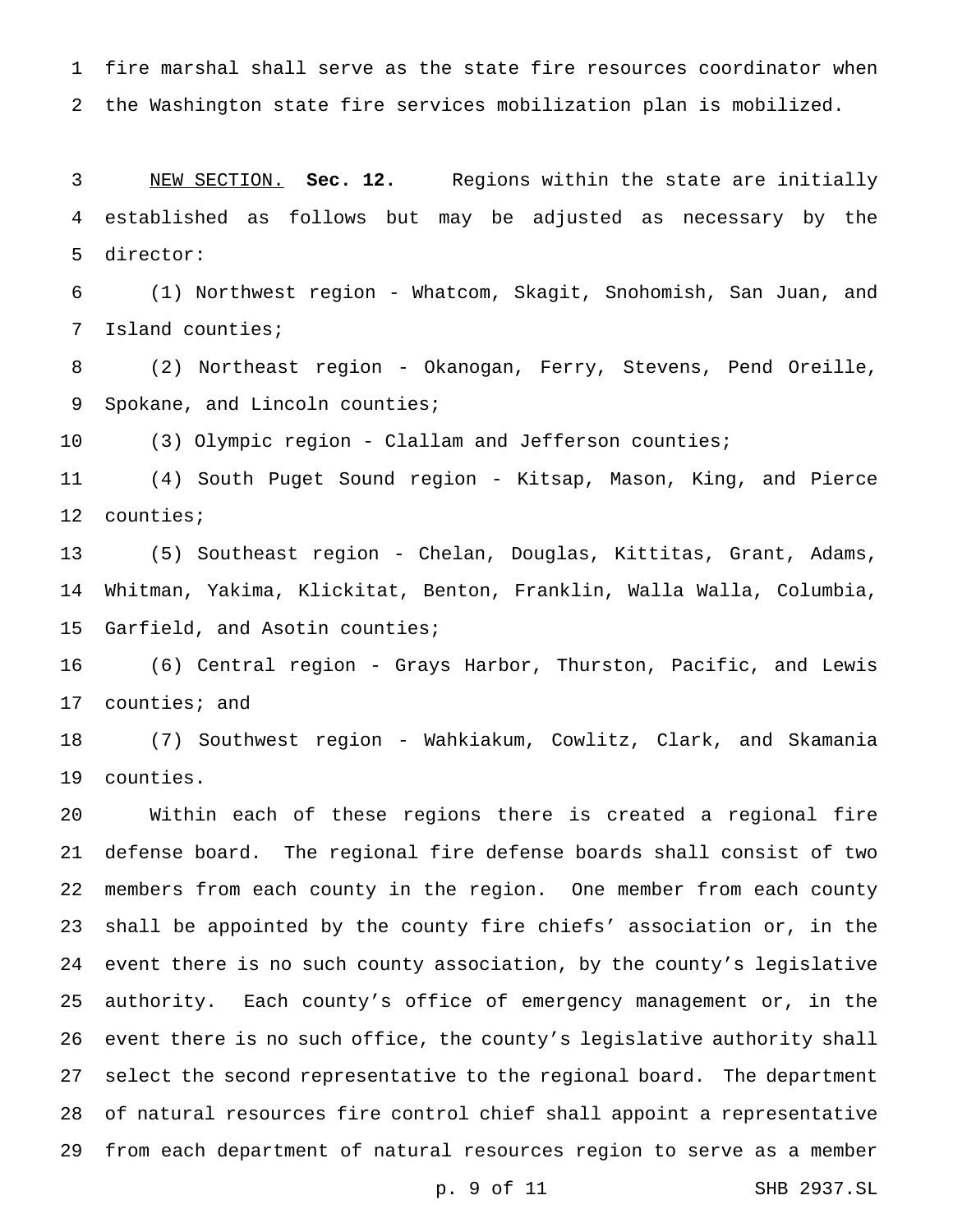fire marshal shall serve as the state fire resources coordinator when the Washington state fire services mobilization plan is mobilized.

NEW SECTION. **Sec. 12.** Regions within the state are initially established as follows but may be adjusted as necessary by the director:

(1) Northwest region - Whatcom, Skagit, Snohomish, San Juan, and Island counties;

(2) Northeast region - Okanogan, Ferry, Stevens, Pend Oreille, Spokane, and Lincoln counties;

(3) Olympic region - Clallam and Jefferson counties;

(4) South Puget Sound region - Kitsap, Mason, King, and Pierce counties;

(5) Southeast region - Chelan, Douglas, Kittitas, Grant, Adams, Whitman, Yakima, Klickitat, Benton, Franklin, Walla Walla, Columbia, Garfield, and Asotin counties;

(6) Central region - Grays Harbor, Thurston, Pacific, and Lewis counties; and

(7) Southwest region - Wahkiakum, Cowlitz, Clark, and Skamania counties.

Within each of these regions there is created a regional fire defense board. The regional fire defense boards shall consist of two members from each county in the region. One member from each county shall be appointed by the county fire chiefs' association or, in the event there is no such county association, by the county's legislative authority. Each county's office of emergency management or, in the event there is no such office, the county's legislative authority shall select the second representative to the regional board. The department of natural resources fire control chief shall appoint a representative from each department of natural resources region to serve as a member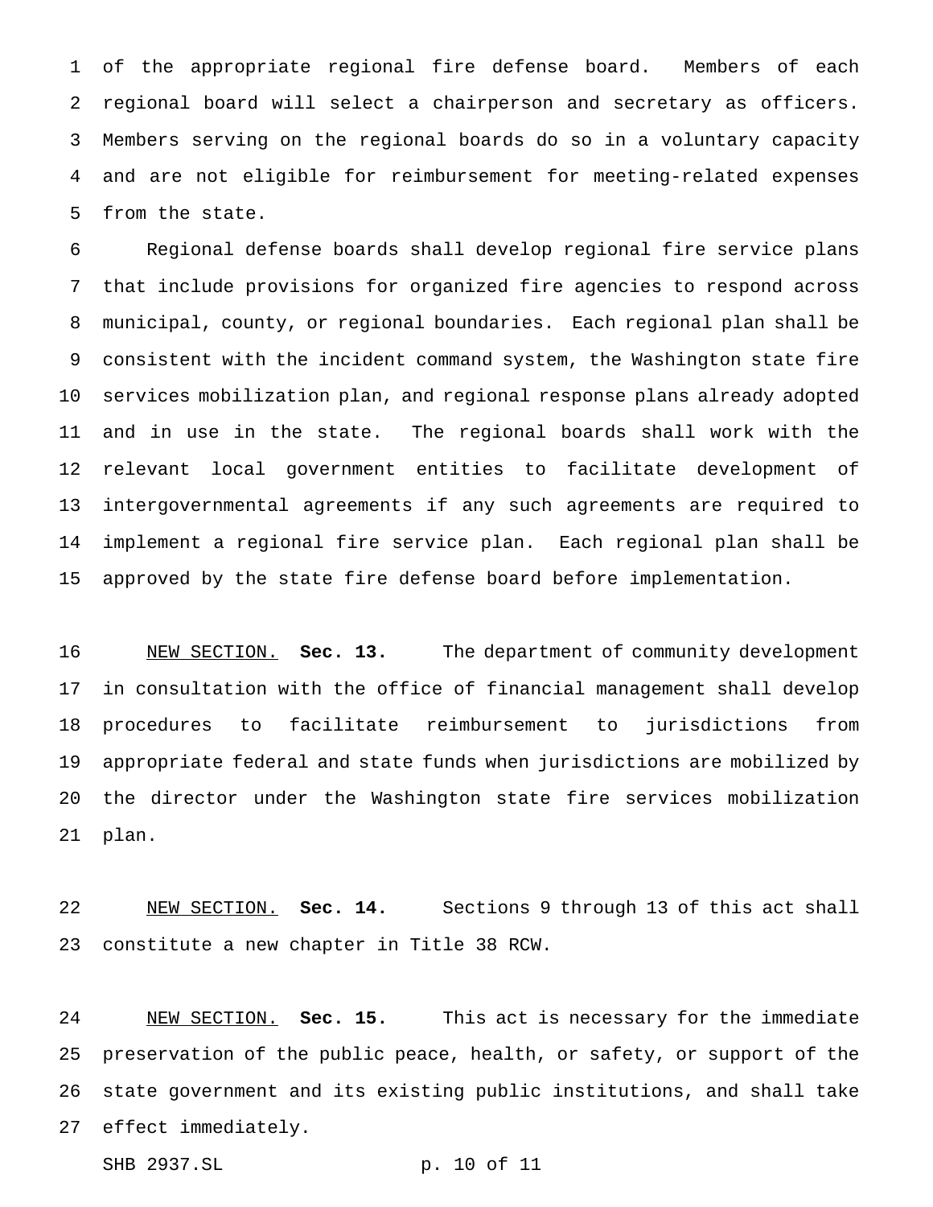of the appropriate regional fire defense board. Members of each regional board will select a chairperson and secretary as officers. Members serving on the regional boards do so in a voluntary capacity and are not eligible for reimbursement for meeting-related expenses from the state.

Regional defense boards shall develop regional fire service plans that include provisions for organized fire agencies to respond across municipal, county, or regional boundaries. Each regional plan shall be consistent with the incident command system, the Washington state fire services mobilization plan, and regional response plans already adopted and in use in the state. The regional boards shall work with the relevant local government entities to facilitate development of intergovernmental agreements if any such agreements are required to implement a regional fire service plan. Each regional plan shall be approved by the state fire defense board before implementation.

NEW SECTION. **Sec. 13.** The department of community development in consultation with the office of financial management shall develop procedures to facilitate reimbursement to jurisdictions from appropriate federal and state funds when jurisdictions are mobilized by the director under the Washington state fire services mobilization plan.

NEW SECTION. **Sec. 14.** Sections 9 through 13 of this act shall constitute a new chapter in Title 38 RCW.

NEW SECTION. **Sec. 15.** This act is necessary for the immediate preservation of the public peace, health, or safety, or support of the state government and its existing public institutions, and shall take effect immediately.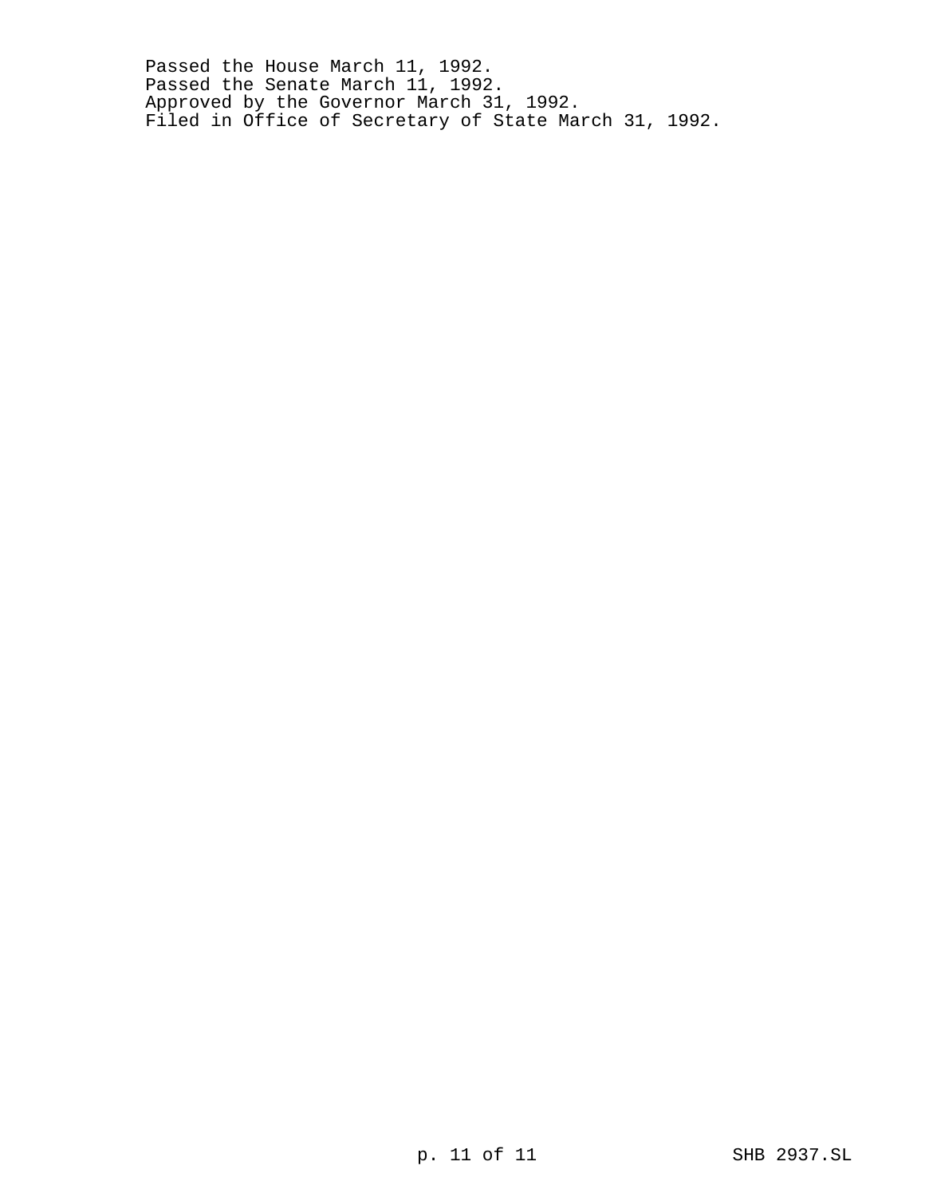Passed the House March 11, 1992.
Passed the Senate March 11, 1992.
Approved by the Governor March 31, 1992.
Filed in Office of Secretary of State March 31, 1992.